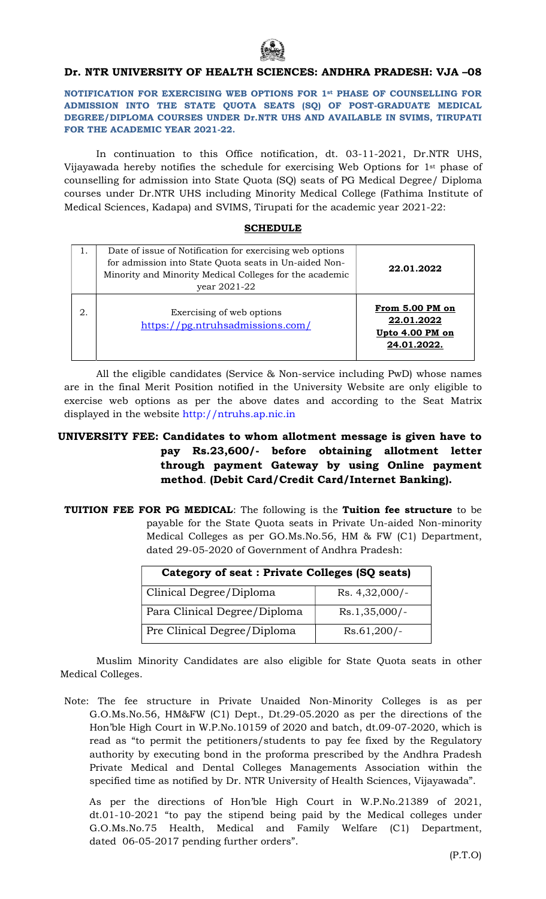# Dr. NTR UNIVERSITY OF HEALTH SCIENCES: ANDHRA PRADESH: VJA –08

**NOTIFICATION FOR EXERCISING WEB OPTIONS FOR 1st PHASE OF COUNSELLING FOR ADMISSION INTO THE STATE QUOTA SEATS (SQ) OF POST-GRADUATE MEDICAL DEGREE/DIPLOMA COURSES UNDER Dr.NTR UHS AND AVAILABLE IN SVIMS, TIRUPATI FOR THE ACADEMIC YEAR 2021-22.**

In continuation to this Office notification, dt. 03-11-2021, Dr.NTR UHS, Vijayawada hereby notifies the schedule for exercising Web Options for 1st phase of counselling for admission into State Quota (SQ) seats of PG Medical Degree/ Diploma courses under Dr.NTR UHS including Minority Medical College (Fathima Institute of Medical Sciences, Kadapa) and SVIMS, Tirupati for the academic year 2021-22:

**SCHEDULE**

| | | |
|---|---|---|
| 1. | Date of issue of Notification for exercising web options for admission into State Quota seats in Un-aided Non-Minority and Minority Medical Colleges for the academic year 2021-22 | **22.01.2022** |
| 2. | Exercising of web options https://pg.ntruhsadmissions.com/ | **From 5.00 PM on 22.01.2022 Upto 4.00 PM on 24.01.2022.** |

All the eligible candidates (Service & Non-service including PwD) whose names are in the final Merit Position notified in the University Website are only eligible to exercise web options as per the above dates and according to the Seat Matrix displayed in the website http://ntruhs.ap.nic.in

**UNIVERSITY FEE: Candidates to whom allotment message is given have to pay Rs.23,600/- before obtaining allotment letter through payment Gateway by using Online payment method. (Debit Card/Credit Card/Internet Banking).**

**TUITION FEE FOR PG MEDICAL**: The following is the **Tuition fee structure** to be payable for the State Quota seats in Private Un-aided Non-minority Medical Colleges as per GO.Ms.No.56, HM & FW (C1) Department, dated 29-05-2020 of Government of Andhra Pradesh:

| **Category of seat : Private Colleges (SQ seats)** | |
|---|---|
| Clinical Degree/Diploma | Rs. 4,32,000/- |
| Para Clinical Degree/Diploma | Rs.1,35,000/- |
| Pre Clinical Degree/Diploma | Rs.61,200/- |

Muslim Minority Candidates are also eligible for State Quota seats in other Medical Colleges.

Note: The fee structure in Private Unaided Non-Minority Colleges is as per G.O.Ms.No.56, HM&FW (C1) Dept., Dt.29-05.2020 as per the directions of the Hon'ble High Court in W.P.No.10159 of 2020 and batch, dt.09-07-2020, which is read as "to permit the petitioners/students to pay fee fixed by the Regulatory authority by executing bond in the proforma prescribed by the Andhra Pradesh Private Medical and Dental Colleges Managements Association within the specified time as notified by Dr. NTR University of Health Sciences, Vijayawada".

As per the directions of Hon'ble High Court in W.P.No.21389 of 2021, dt.01-10-2021 "to pay the stipend being paid by the Medical colleges under G.O.Ms.No.75 Health, Medical and Family Welfare (C1) Department, dated 06-05-2017 pending further orders".

(P.T.O)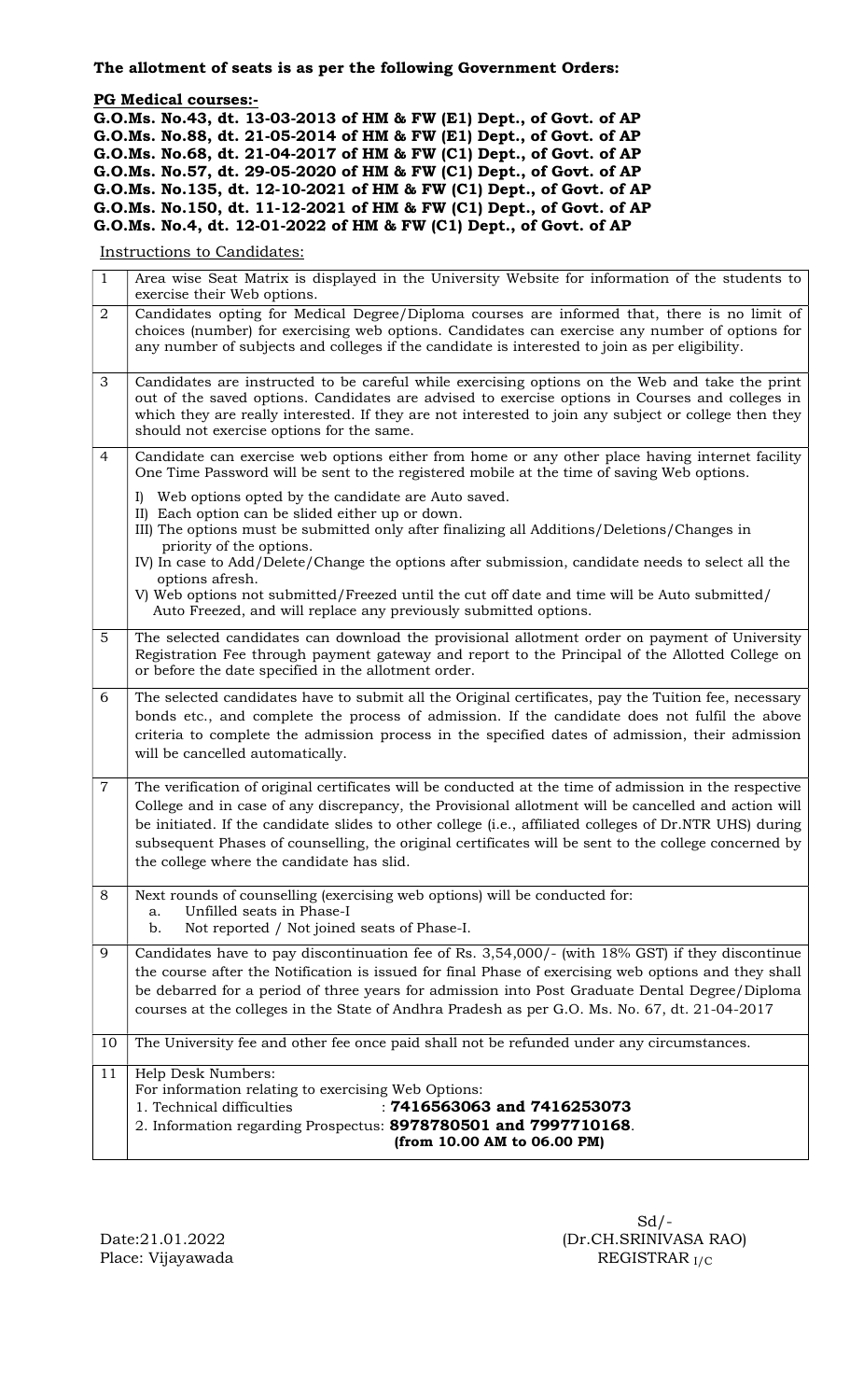**The allotment of seats is as per the following Government Orders:**

**PG Medical courses:-**

**G.O.Ms. No.43, dt. 13-03-2013 of HM & FW (E1) Dept., of Govt. of AP**
**G.O.Ms. No.88, dt. 21-05-2014 of HM & FW (E1) Dept., of Govt. of AP**
**G.O.Ms. No.68, dt. 21-04-2017 of HM & FW (C1) Dept., of Govt. of AP**
**G.O.Ms. No.57, dt. 29-05-2020 of HM & FW (C1) Dept., of Govt. of AP**
**G.O.Ms. No.135, dt. 12-10-2021 of HM & FW (C1) Dept., of Govt. of AP**
**G.O.Ms. No.150, dt. 11-12-2021 of HM & FW (C1) Dept., of Govt. of AP**
**G.O.Ms. No.4, dt. 12-01-2022 of HM & FW (C1) Dept., of Govt. of AP**

Instructions to Candidates:

| | |
|---|---|
| 1 | Area wise Seat Matrix is displayed in the University Website for information of the students to exercise their Web options. |
| 2 | Candidates opting for Medical Degree/Diploma courses are informed that, there is no limit of choices (number) for exercising web options. Candidates can exercise any number of options for any number of subjects and colleges if the candidate is interested to join as per eligibility. |
| 3 | Candidates are instructed to be careful while exercising options on the Web and take the print out of the saved options. Candidates are advised to exercise options in Courses and colleges in which they are really interested. If they are not interested to join any subject or college then they should not exercise options for the same. |
| 4 | Candidate can exercise web options either from home or any other place having internet facility One Time Password will be sent to the registered mobile at the time of saving Web options.<br>I) Web options opted by the candidate are Auto saved.<br>II) Each option can be slided either up or down.<br>III) The options must be submitted only after finalizing all Additions/Deletions/Changes in priority of the options.<br>IV) In case to Add/Delete/Change the options after submission, candidate needs to select all the options afresh.<br>V) Web options not submitted/Freezed until the cut off date and time will be Auto submitted/ Auto Freezed, and will replace any previously submitted options. |
| 5 | The selected candidates can download the provisional allotment order on payment of University Registration Fee through payment gateway and report to the Principal of the Allotted College on or before the date specified in the allotment order. |
| 6 | The selected candidates have to submit all the Original certificates, pay the Tuition fee, necessary bonds etc., and complete the process of admission. If the candidate does not fulfil the above criteria to complete the admission process in the specified dates of admission, their admission will be cancelled automatically. |
| 7 | The verification of original certificates will be conducted at the time of admission in the respective College and in case of any discrepancy, the Provisional allotment will be cancelled and action will be initiated. If the candidate slides to other college (i.e., affiliated colleges of Dr.NTR UHS) during subsequent Phases of counselling, the original certificates will be sent to the college concerned by the college where the candidate has slid. |
| 8 | Next rounds of counselling (exercising web options) will be conducted for:<br>a. Unfilled seats in Phase-I<br>b. Not reported / Not joined seats of Phase-I. |
| 9 | Candidates have to pay discontinuation fee of Rs. 3,54,000/- (with 18% GST) if they discontinue the course after the Notification is issued for final Phase of exercising web options and they shall be debarred for a period of three years for admission into Post Graduate Dental Degree/Diploma courses at the colleges in the State of Andhra Pradesh as per G.O. Ms. No. 67, dt. 21-04-2017 |
| 10 | The University fee and other fee once paid shall not be refunded under any circumstances. |
| 11 | Help Desk Numbers:<br>For information relating to exercising Web Options:<br>1. Technical difficulties : **7416563063 and 7416253073**<br>2. Information regarding Prospectus: **8978780501 and 7997710168**.<br>**(from 10.00 AM to 06.00 PM)** |

Sd/-
(Dr.CH.SRINIVASA RAO)
REGISTRAR I/C

Date:21.01.2022
Place: Vijayawada